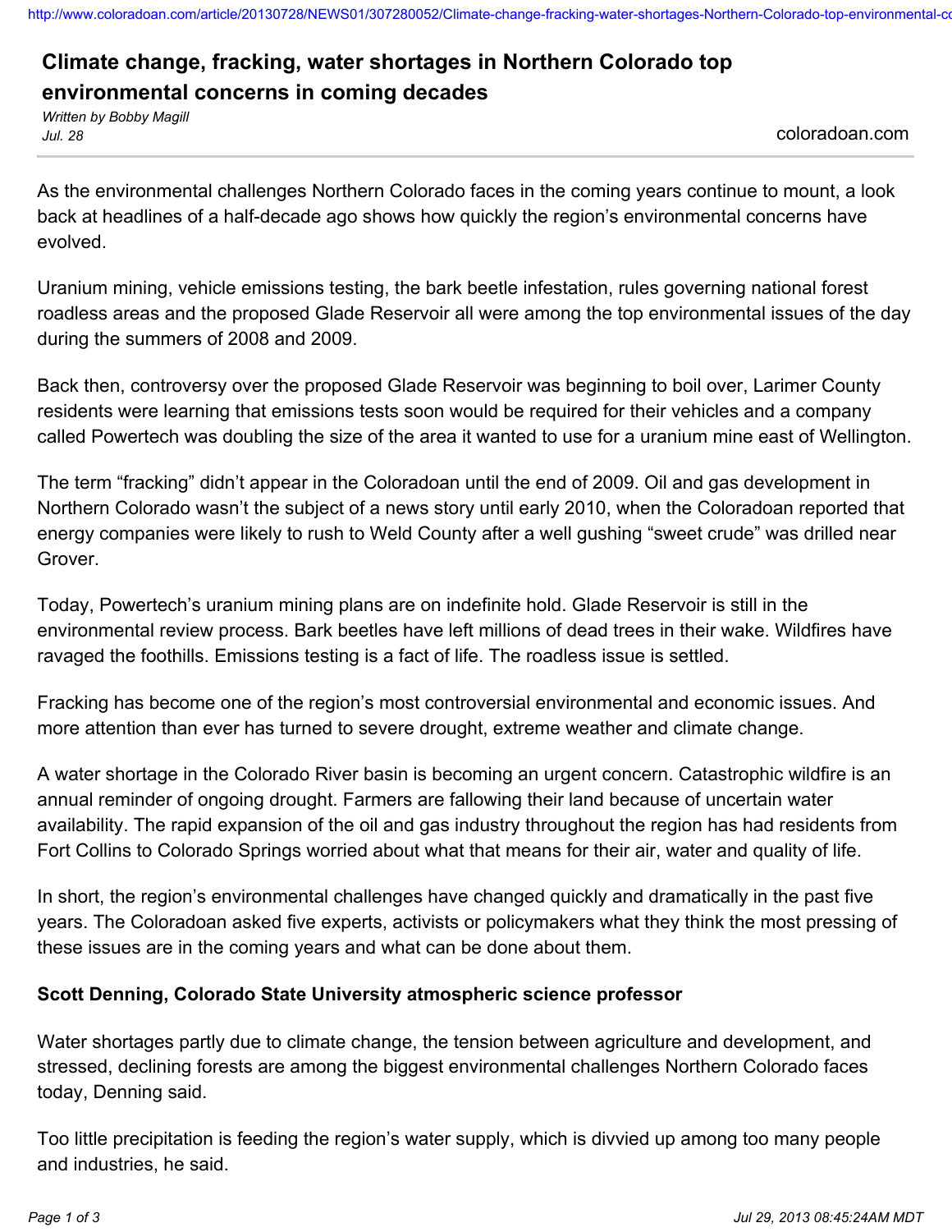# Climate change, fracking, water shortages in Northern Colorado top environmental concerns in coming decades

*Written by Bobby Magill*
*Jul. 28*

coloradoan.com

As the environmental challenges Northern Colorado faces in the coming years continue to mount, a look back at headlines of a half-decade ago shows how quickly the region's environmental concerns have evolved.

Uranium mining, vehicle emissions testing, the bark beetle infestation, rules governing national forest roadless areas and the proposed Glade Reservoir all were among the top environmental issues of the day during the summers of 2008 and 2009.

Back then, controversy over the proposed Glade Reservoir was beginning to boil over, Larimer County residents were learning that emissions tests soon would be required for their vehicles and a company called Powertech was doubling the size of the area it wanted to use for a uranium mine east of Wellington.

The term "fracking" didn't appear in the Coloradoan until the end of 2009. Oil and gas development in Northern Colorado wasn't the subject of a news story until early 2010, when the Coloradoan reported that energy companies were likely to rush to Weld County after a well gushing "sweet crude" was drilled near Grover.

Today, Powertech's uranium mining plans are on indefinite hold. Glade Reservoir is still in the environmental review process. Bark beetles have left millions of dead trees in their wake. Wildfires have ravaged the foothills. Emissions testing is a fact of life. The roadless issue is settled.

Fracking has become one of the region's most controversial environmental and economic issues. And more attention than ever has turned to severe drought, extreme weather and climate change.

A water shortage in the Colorado River basin is becoming an urgent concern. Catastrophic wildfire is an annual reminder of ongoing drought. Farmers are fallowing their land because of uncertain water availability. The rapid expansion of the oil and gas industry throughout the region has had residents from Fort Collins to Colorado Springs worried about what that means for their air, water and quality of life.

In short, the region's environmental challenges have changed quickly and dramatically in the past five years. The Coloradoan asked five experts, activists or policymakers what they think the most pressing of these issues are in the coming years and what can be done about them.

**Scott Denning, Colorado State University atmospheric science professor**

Water shortages partly due to climate change, the tension between agriculture and development, and stressed, declining forests are among the biggest environmental challenges Northern Colorado faces today, Denning said.

Too little precipitation is feeding the region's water supply, which is divvied up among too many people and industries, he said.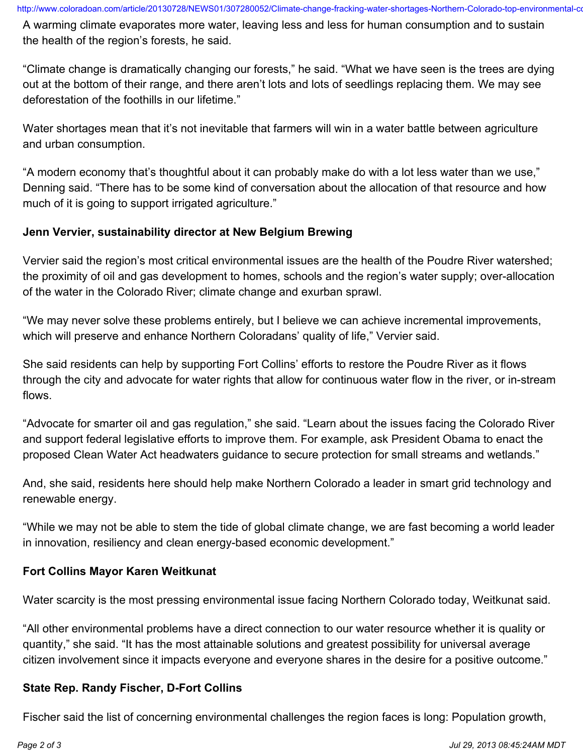A warming climate evaporates more water, leaving less and less for human consumption and to sustain the health of the region's forests, he said.

"Climate change is dramatically changing our forests," he said. "What we have seen is the trees are dying out at the bottom of their range, and there aren't lots and lots of seedlings replacing them. We may see deforestation of the foothills in our lifetime."

Water shortages mean that it's not inevitable that farmers will win in a water battle between agriculture and urban consumption.

"A modern economy that's thoughtful about it can probably make do with a lot less water than we use," Denning said. "There has to be some kind of conversation about the allocation of that resource and how much of it is going to support irrigated agriculture."

**Jenn Vervier, sustainability director at New Belgium Brewing**

Vervier said the region's most critical environmental issues are the health of the Poudre River watershed; the proximity of oil and gas development to homes, schools and the region's water supply; over-allocation of the water in the Colorado River; climate change and exurban sprawl.

"We may never solve these problems entirely, but I believe we can achieve incremental improvements, which will preserve and enhance Northern Coloradans' quality of life," Vervier said.

She said residents can help by supporting Fort Collins' efforts to restore the Poudre River as it flows through the city and advocate for water rights that allow for continuous water flow in the river, or in-stream flows.

"Advocate for smarter oil and gas regulation," she said. "Learn about the issues facing the Colorado River and support federal legislative efforts to improve them. For example, ask President Obama to enact the proposed Clean Water Act headwaters guidance to secure protection for small streams and wetlands."

And, she said, residents here should help make Northern Colorado a leader in smart grid technology and renewable energy.

"While we may not be able to stem the tide of global climate change, we are fast becoming a world leader in innovation, resiliency and clean energy-based economic development."

**Fort Collins Mayor Karen Weitkunat**

Water scarcity is the most pressing environmental issue facing Northern Colorado today, Weitkunat said.

"All other environmental problems have a direct connection to our water resource whether it is quality or quantity," she said. "It has the most attainable solutions and greatest possibility for universal average citizen involvement since it impacts everyone and everyone shares in the desire for a positive outcome."

**State Rep. Randy Fischer, D-Fort Collins**

Fischer said the list of concerning environmental challenges the region faces is long: Population growth,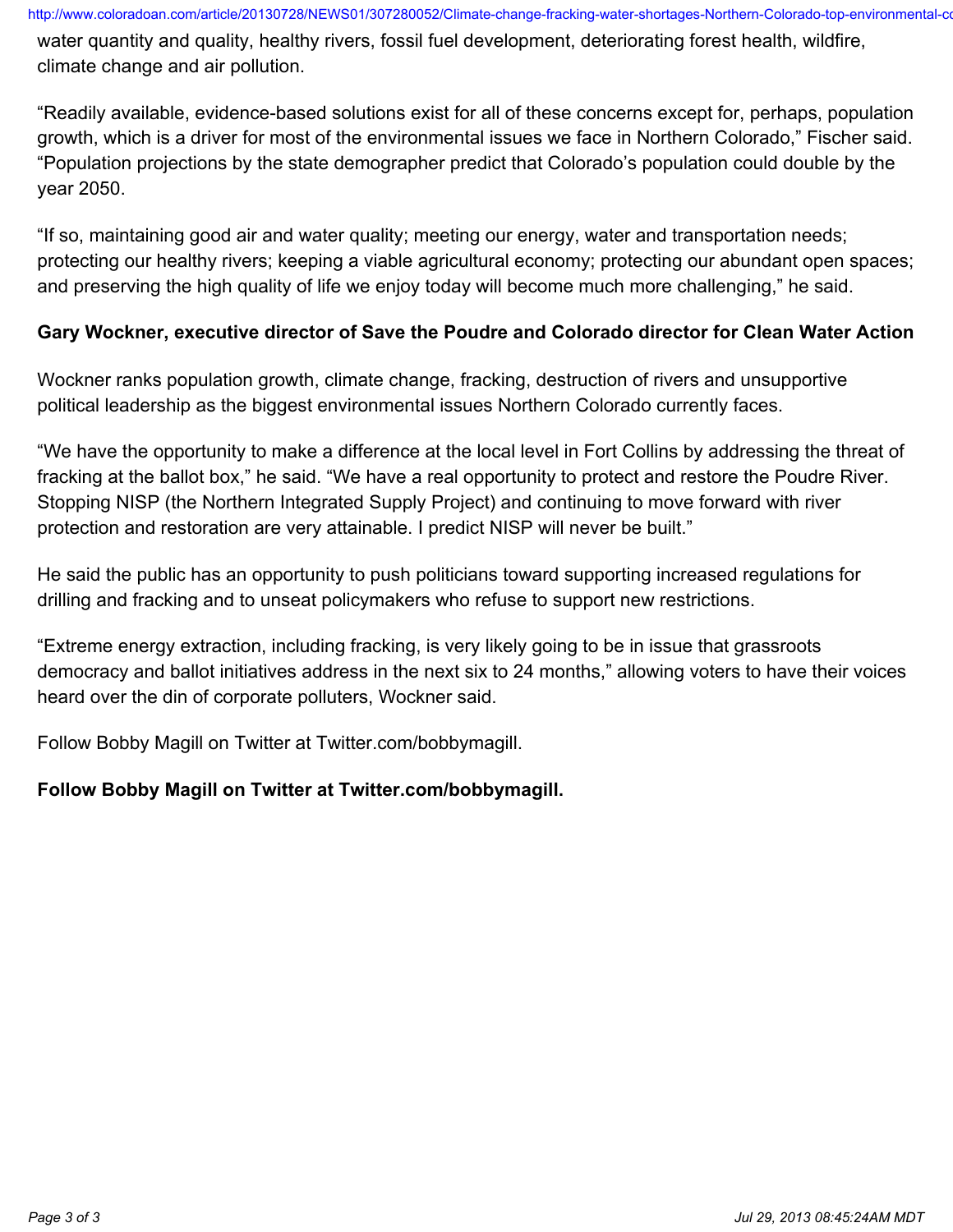water quantity and quality, healthy rivers, fossil fuel development, deteriorating forest health, wildfire, climate change and air pollution.

"Readily available, evidence-based solutions exist for all of these concerns except for, perhaps, population growth, which is a driver for most of the environmental issues we face in Northern Colorado," Fischer said. "Population projections by the state demographer predict that Colorado's population could double by the year 2050.

"If so, maintaining good air and water quality; meeting our energy, water and transportation needs; protecting our healthy rivers; keeping a viable agricultural economy; protecting our abundant open spaces; and preserving the high quality of life we enjoy today will become much more challenging," he said.

**Gary Wockner, executive director of Save the Poudre and Colorado director for Clean Water Action**

Wockner ranks population growth, climate change, fracking, destruction of rivers and unsupportive political leadership as the biggest environmental issues Northern Colorado currently faces.

"We have the opportunity to make a difference at the local level in Fort Collins by addressing the threat of fracking at the ballot box," he said. "We have a real opportunity to protect and restore the Poudre River. Stopping NISP (the Northern Integrated Supply Project) and continuing to move forward with river protection and restoration are very attainable. I predict NISP will never be built."

He said the public has an opportunity to push politicians toward supporting increased regulations for drilling and fracking and to unseat policymakers who refuse to support new restrictions.

"Extreme energy extraction, including fracking, is very likely going to be in issue that grassroots democracy and ballot initiatives address in the next six to 24 months," allowing voters to have their voices heard over the din of corporate polluters, Wockner said.

Follow Bobby Magill on Twitter at Twitter.com/bobbymagill.

**Follow Bobby Magill on Twitter at Twitter.com/bobbymagill.**